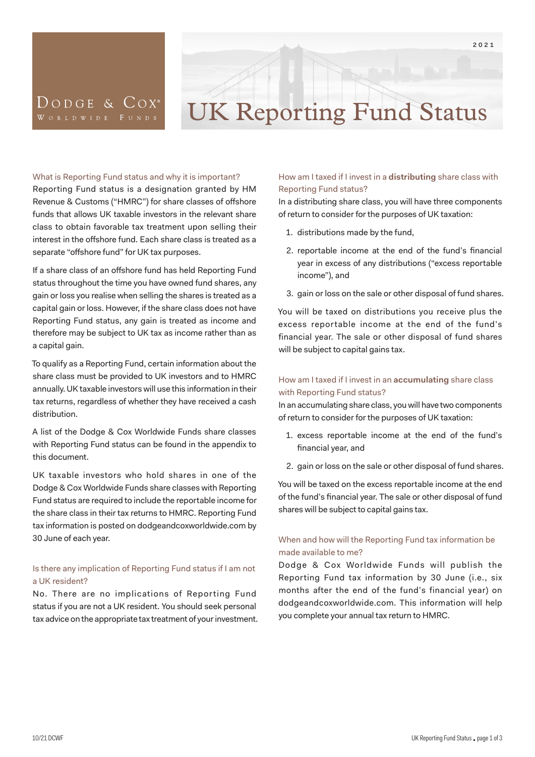Dodge & Cox® Worldwide Funds

2021

# UK Reporting Fund Status

### What is Reporting Fund status and why it is important?

Reporting Fund status is a designation granted by HM Revenue & Customs ("HMRC") for share classes of offshore funds that allows UK taxable investors in the relevant share class to obtain favorable tax treatment upon selling their interest in the offshore fund. Each share class is treated as a separate "offshore fund" for UK tax purposes.

If a share class of an offshore fund has held Reporting Fund status throughout the time you have owned fund shares, any gain or loss you realise when selling the shares is treated as a capital gain or loss. However, if the share class does not have Reporting Fund status, any gain is treated as income and therefore may be subject to UK tax as income rather than as a capital gain.

To qualify as a Reporting Fund, certain information about the share class must be provided to UK investors and to HMRC annually. UK taxable investors will use this information in their tax returns, regardless of whether they have received a cash distribution.

A list of the Dodge & Cox Worldwide Funds share classes with Reporting Fund status can be found in the appendix to this document.

UK taxable investors who hold shares in one of the Dodge & Cox Worldwide Funds share classes with Reporting Fund status are required to include the reportable income for the share class in their tax returns to HMRC. Reporting Fund tax information is posted on dodgeandcoxworldwide.com by 30 June of each year.

### Is there any implication of Reporting Fund status if I am not a UK resident?

No. There are no implications of Reporting Fund status if you are not a UK resident. You should seek personal tax advice on the appropriate tax treatment of your investment.

### How am I taxed if I invest in a **distributing** share class with Reporting Fund status?

In a distributing share class, you will have three components of return to consider for the purposes of UK taxation:

1. distributions made by the fund,
2. reportable income at the end of the fund's financial year in excess of any distributions ("excess reportable income"), and
3. gain or loss on the sale or other disposal of fund shares.

You will be taxed on distributions you receive plus the excess reportable income at the end of the fund's financial year. The sale or other disposal of fund shares will be subject to capital gains tax.

### How am I taxed if I invest in an **accumulating** share class with Reporting Fund status?

In an accumulating share class, you will have two components of return to consider for the purposes of UK taxation:

1. excess reportable income at the end of the fund's financial year, and
2. gain or loss on the sale or other disposal of fund shares.

You will be taxed on the excess reportable income at the end of the fund's financial year. The sale or other disposal of fund shares will be subject to capital gains tax.

### When and how will the Reporting Fund tax information be made available to me?

Dodge & Cox Worldwide Funds will publish the Reporting Fund tax information by 30 June (i.e., six months after the end of the fund's financial year) on dodgeandcoxworldwide.com. This information will help you complete your annual tax return to HMRC.

10/21 DCWF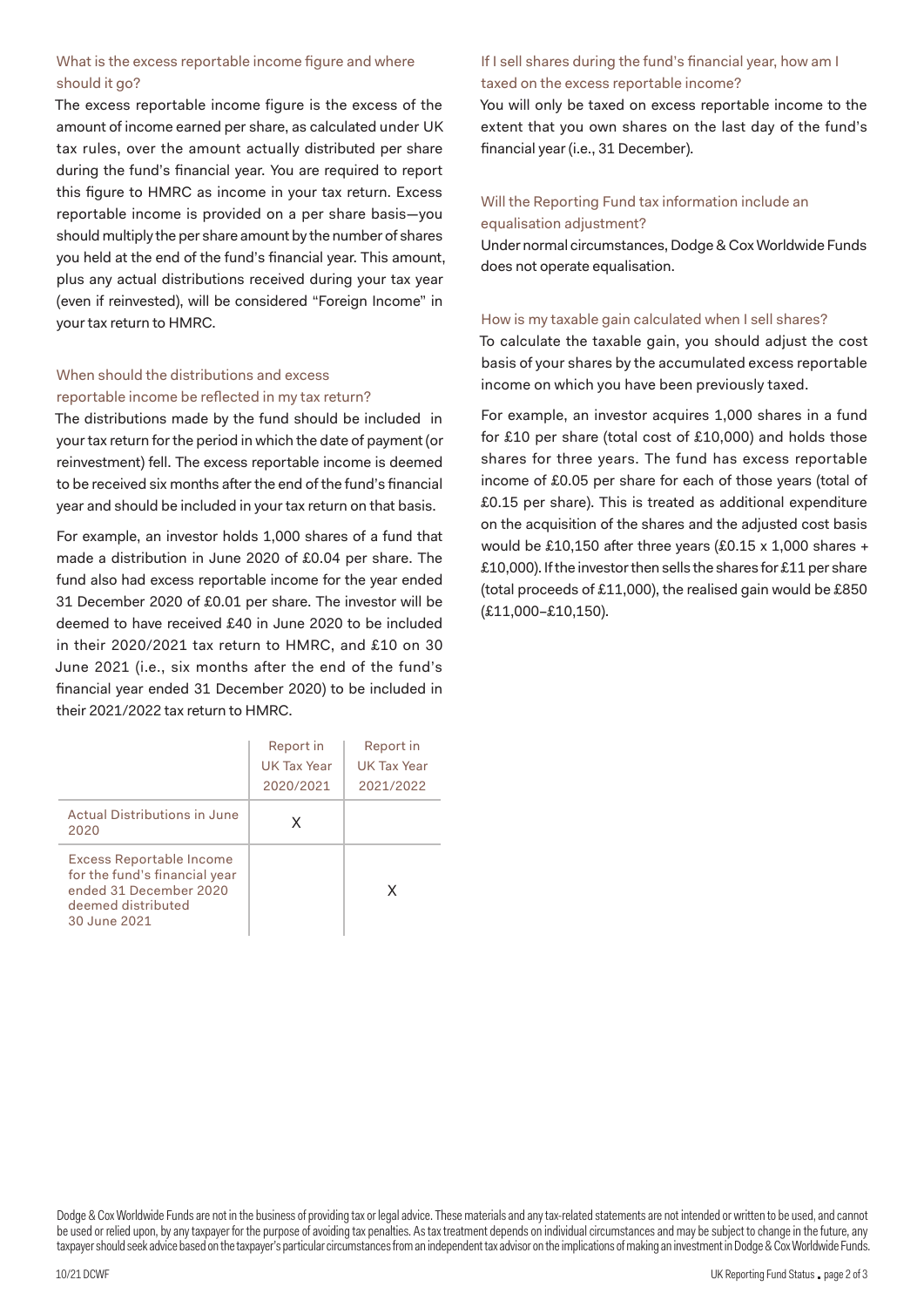### What is the excess reportable income figure and where should it go?

The excess reportable income figure is the excess of the amount of income earned per share, as calculated under UK tax rules, over the amount actually distributed per share during the fund's financial year. You are required to report this figure to HMRC as income in your tax return. Excess reportable income is provided on a per share basis—you should multiply the per share amount by the number of shares you held at the end of the fund's financial year. This amount, plus any actual distributions received during your tax year (even if reinvested), will be considered "Foreign Income" in your tax return to HMRC.

### When should the distributions and excess reportable income be reflected in my tax return?

The distributions made by the fund should be included in your tax return for the period in which the date of payment (or reinvestment) fell. The excess reportable income is deemed to be received six months after the end of the fund's financial year and should be included in your tax return on that basis.

For example, an investor holds 1,000 shares of a fund that made a distribution in June 2020 of £0.04 per share. The fund also had excess reportable income for the year ended 31 December 2020 of £0.01 per share. The investor will be deemed to have received £40 in June 2020 to be included in their 2020/2021 tax return to HMRC, and £10 on 30 June 2021 (i.e., six months after the end of the fund's financial year ended 31 December 2020) to be included in their 2021/2022 tax return to HMRC.

| | Report in UK Tax Year 2020/2021 | Report in UK Tax Year 2021/2022 |
|---|---|---|
| Actual Distributions in June 2020 | X | |
| Excess Reportable Income for the fund's financial year ended 31 December 2020 deemed distributed 30 June 2021 | | X |

### If I sell shares during the fund's financial year, how am I taxed on the excess reportable income?

You will only be taxed on excess reportable income to the extent that you own shares on the last day of the fund's financial year (i.e., 31 December).

### Will the Reporting Fund tax information include an equalisation adjustment?

Under normal circumstances, Dodge & Cox Worldwide Funds does not operate equalisation.

### How is my taxable gain calculated when I sell shares?

To calculate the taxable gain, you should adjust the cost basis of your shares by the accumulated excess reportable income on which you have been previously taxed.

For example, an investor acquires 1,000 shares in a fund for £10 per share (total cost of £10,000) and holds those shares for three years. The fund has excess reportable income of £0.05 per share for each of those years (total of £0.15 per share). This is treated as additional expenditure on the acquisition of the shares and the adjusted cost basis would be £10,150 after three years (£0.15 x 1,000 shares + £10,000). If the investor then sells the shares for £11 per share (total proceeds of £11,000), the realised gain would be £850 (£11,000–£10,150).

Dodge & Cox Worldwide Funds are not in the business of providing tax or legal advice. These materials and any tax-related statements are not intended or written to be used, and cannot be used or relied upon, by any taxpayer for the purpose of avoiding tax penalties. As tax treatment depends on individual circumstances and may be subject to change in the future, any taxpayer should seek advice based on the taxpayer's particular circumstances from an independent tax advisor on the implications of making an investment in Dodge & Cox Worldwide Funds.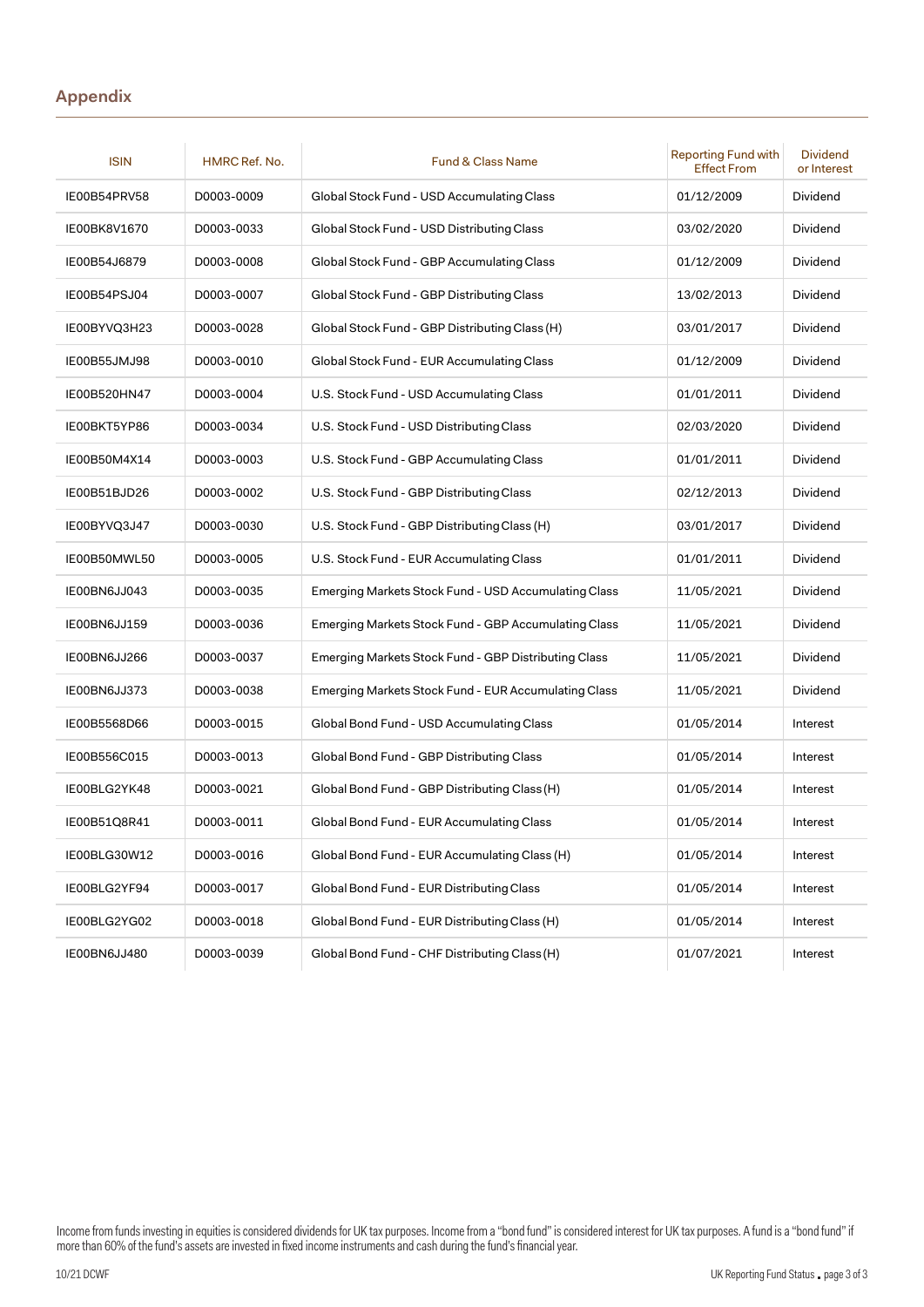## Appendix

| ISIN | HMRC Ref. No. | Fund & Class Name | Reporting Fund with Effect From | Dividend or Interest |
|---|---|---|---|---|
| IE00B54PRV58 | D0003-0009 | Global Stock Fund - USD Accumulating Class | 01/12/2009 | Dividend |
| IE00BK8V1670 | D0003-0033 | Global Stock Fund - USD Distributing Class | 03/02/2020 | Dividend |
| IE00B54J6879 | D0003-0008 | Global Stock Fund - GBP Accumulating Class | 01/12/2009 | Dividend |
| IE00B54PSJ04 | D0003-0007 | Global Stock Fund - GBP Distributing Class | 13/02/2013 | Dividend |
| IE00BYVQ3H23 | D0003-0028 | Global Stock Fund - GBP Distributing Class (H) | 03/01/2017 | Dividend |
| IE00B55JMJ98 | D0003-0010 | Global Stock Fund - EUR Accumulating Class | 01/12/2009 | Dividend |
| IE00B520HN47 | D0003-0004 | U.S. Stock Fund - USD Accumulating Class | 01/01/2011 | Dividend |
| IE00BKT5YP86 | D0003-0034 | U.S. Stock Fund - USD Distributing Class | 02/03/2020 | Dividend |
| IE00B50M4X14 | D0003-0003 | U.S. Stock Fund - GBP Accumulating Class | 01/01/2011 | Dividend |
| IE00B51BJD26 | D0003-0002 | U.S. Stock Fund - GBP Distributing Class | 02/12/2013 | Dividend |
| IE00BYVQ3J47 | D0003-0030 | U.S. Stock Fund - GBP Distributing Class (H) | 03/01/2017 | Dividend |
| IE00B50MWL50 | D0003-0005 | U.S. Stock Fund - EUR Accumulating Class | 01/01/2011 | Dividend |
| IE00BN6JJ043 | D0003-0035 | Emerging Markets Stock Fund - USD Accumulating Class | 11/05/2021 | Dividend |
| IE00BN6JJ159 | D0003-0036 | Emerging Markets Stock Fund - GBP Accumulating Class | 11/05/2021 | Dividend |
| IE00BN6JJ266 | D0003-0037 | Emerging Markets Stock Fund - GBP Distributing Class | 11/05/2021 | Dividend |
| IE00BN6JJ373 | D0003-0038 | Emerging Markets Stock Fund - EUR Accumulating Class | 11/05/2021 | Dividend |
| IE00B5568D66 | D0003-0015 | Global Bond Fund - USD Accumulating Class | 01/05/2014 | Interest |
| IE00B556C015 | D0003-0013 | Global Bond Fund - GBP Distributing Class | 01/05/2014 | Interest |
| IE00BLG2YK48 | D0003-0021 | Global Bond Fund - GBP Distributing Class (H) | 01/05/2014 | Interest |
| IE00B51Q8R41 | D0003-0011 | Global Bond Fund - EUR Accumulating Class | 01/05/2014 | Interest |
| IE00BLG30W12 | D0003-0016 | Global Bond Fund - EUR Accumulating Class (H) | 01/05/2014 | Interest |
| IE00BLG2YF94 | D0003-0017 | Global Bond Fund - EUR Distributing Class | 01/05/2014 | Interest |
| IE00BLG2YG02 | D0003-0018 | Global Bond Fund - EUR Distributing Class (H) | 01/05/2014 | Interest |
| IE00BN6JJ480 | D0003-0039 | Global Bond Fund - CHF Distributing Class (H) | 01/07/2021 | Interest |

Income from funds investing in equities is considered dividends for UK tax purposes. Income from a "bond fund" is considered interest for UK tax purposes. A fund is a "bond fund" if more than 60% of the fund's assets are invested in fixed income instruments and cash during the fund's financial year.

10/21 DCWF